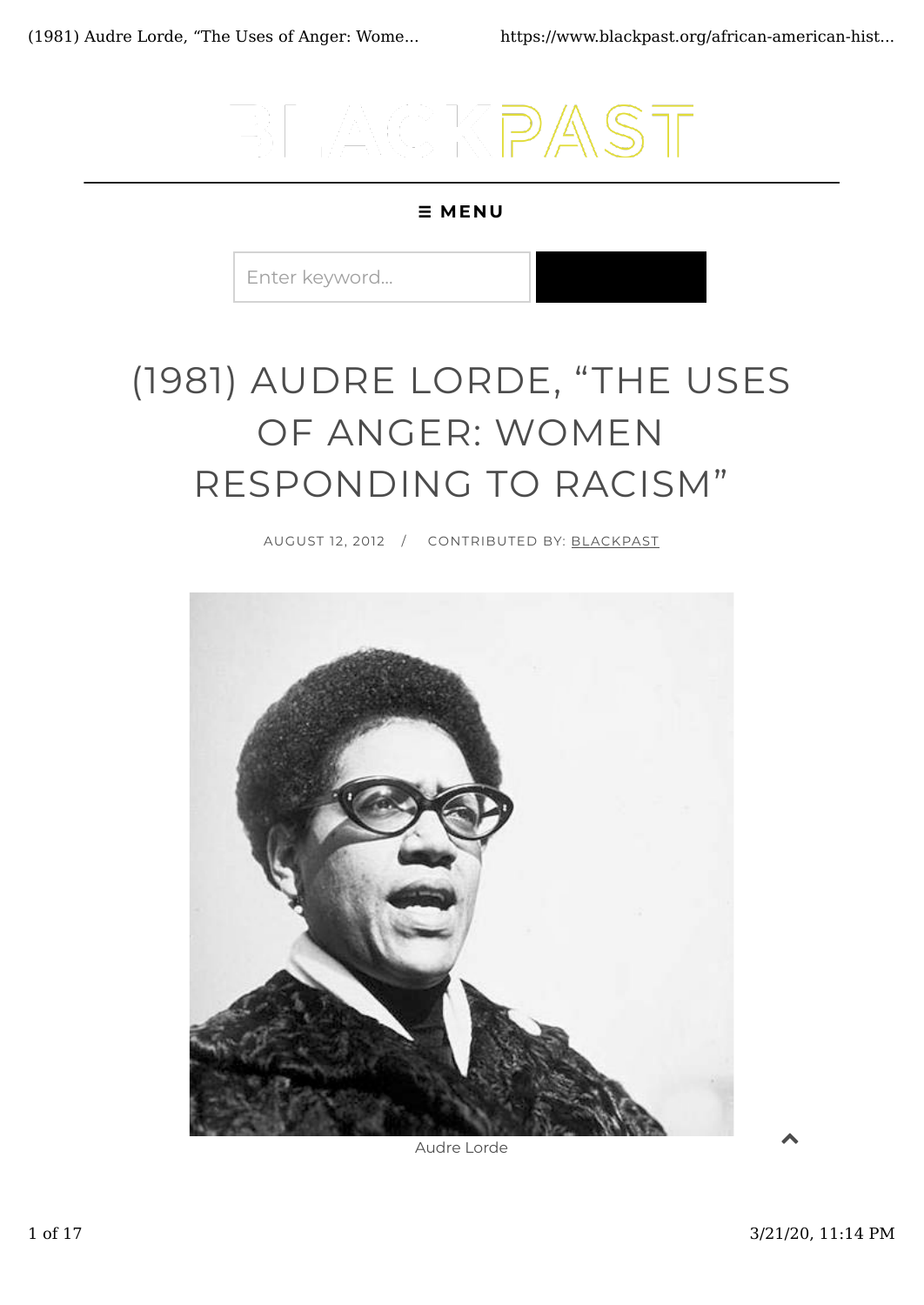# (1981) AUDRE LORDE, "THE USES OF ANGER: WOMEN RESPONDING TO RACISM"

AUGUST 12, 2012 / CONTRIBUTED BY: BLACKPAST

Audre Lorde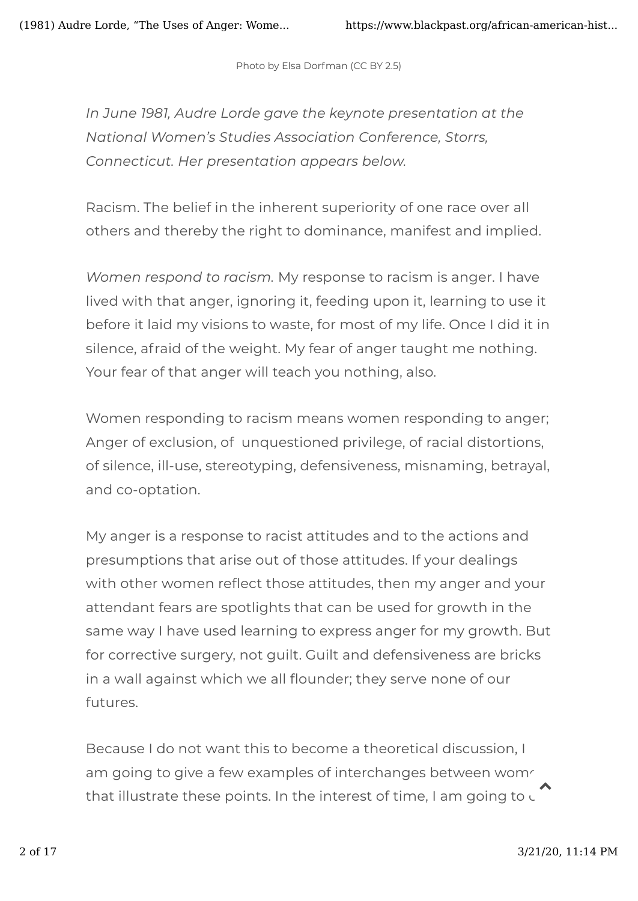Photo by Elsa Dorfman (CC BY 2.5)

*In June 1981, Audre Lorde gave the keynote presentation at the National Women's Studies Association Conference, Storrs, Connecticut. Her presentation appears below.*

Racism. The belief in the inherent superiority of one race over all others and thereby the right to dominance, manifest and implied.

*Women respond to racism.* My response to racism is anger. I have lived with that anger, ignoring it, feeding upon it, learning to use it before it laid my visions to waste, for most of my life. Once I did it in silence, afraid of the weight. My fear of anger taught me nothing. Your fear of that anger will teach you nothing, also.

Women responding to racism means women responding to anger; Anger of exclusion, of unquestioned privilege, of racial distortions, of silence, ill-use, stereotyping, defensiveness, misnaming, betrayal, and co-optation.

My anger is a response to racist attitudes and to the actions and presumptions that arise out of those attitudes. If your dealings with other women reflect those attitudes, then my anger and your attendant fears are spotlights that can be used for growth in the same way I have used learning to express anger for my growth. But for corrective surgery, not guilt. Guilt and defensiveness are bricks in a wall against which we all flounder; they serve none of our futures.

Because I do not want this to become a theoretical discussion, I am going to give a few examples of interchanges between wom that illustrate these points. In the interest of time, I am going to c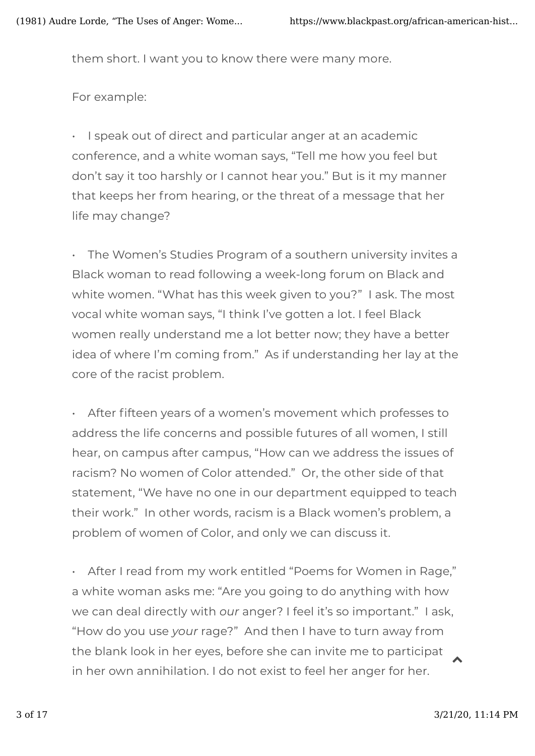them short. I want you to know there were many more.

For example:

- I speak out of direct and particular anger at an academic conference, and a white woman says, "Tell me how you feel but don't say it too harshly or I cannot hear you." But is it my manner that keeps her from hearing, or the threat of a message that her life may change?

- The Women's Studies Program of a southern university invites a Black woman to read following a week-long forum on Black and white women. "What has this week given to you?" I ask. The most vocal white woman says, "I think I've gotten a lot. I feel Black women really understand me a lot better now; they have a better idea of where I'm coming from." As if understanding her lay at the core of the racist problem.

- After fifteen years of a women's movement which professes to address the life concerns and possible futures of all women, I still hear, on campus after campus, "How can we address the issues of racism? No women of Color attended." Or, the other side of that statement, "We have no one in our department equipped to teach their work." In other words, racism is a Black women's problem, a problem of women of Color, and only we can discuss it.

- After I read from my work entitled "Poems for Women in Rage," a white woman asks me: "Are you going to do anything with how we can deal directly with *our* anger? I feel it's so important." I ask, "How do you use *your* rage?" And then I have to turn away from the blank look in her eyes, before she can invite me to participat in her own annihilation. I do not exist to feel her anger for her.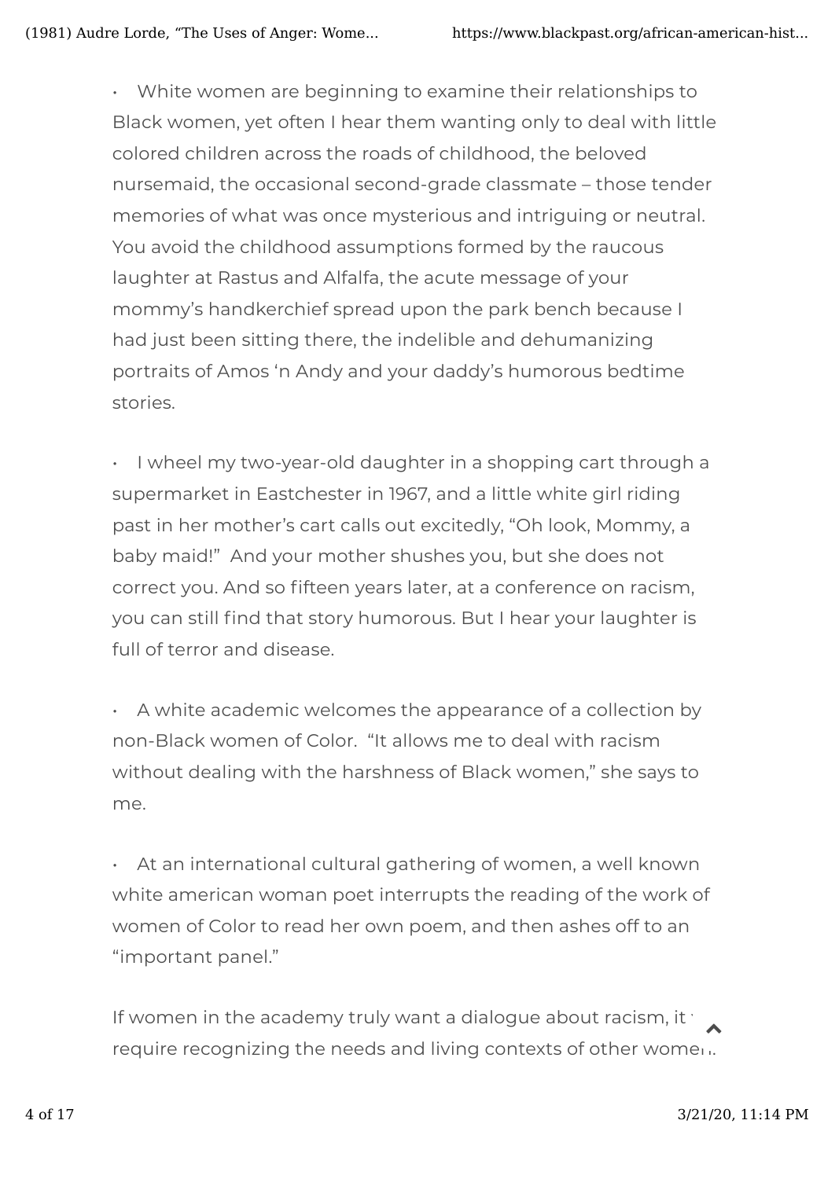- White women are beginning to examine their relationships to Black women, yet often I hear them wanting only to deal with little colored children across the roads of childhood, the beloved nursemaid, the occasional second-grade classmate – those tender memories of what was once mysterious and intriguing or neutral. You avoid the childhood assumptions formed by the raucous laughter at Rastus and Alfalfa, the acute message of your mommy's handkerchief spread upon the park bench because I had just been sitting there, the indelible and dehumanizing portraits of Amos 'n Andy and your daddy's humorous bedtime stories.

- I wheel my two-year-old daughter in a shopping cart through a supermarket in Eastchester in 1967, and a little white girl riding past in her mother's cart calls out excitedly, "Oh look, Mommy, a baby maid!" And your mother shushes you, but she does not correct you. And so fifteen years later, at a conference on racism, you can still find that story humorous. But I hear your laughter is full of terror and disease.

- A white academic welcomes the appearance of a collection by non-Black women of Color. "It allows me to deal with racism without dealing with the harshness of Black women," she says to me.

- At an international cultural gathering of women, a well known white american woman poet interrupts the reading of the work of women of Color to read her own poem, and then ashes off to an "important panel."

If women in the academy truly want a dialogue about racism, it will require recognizing the needs and living contexts of other women.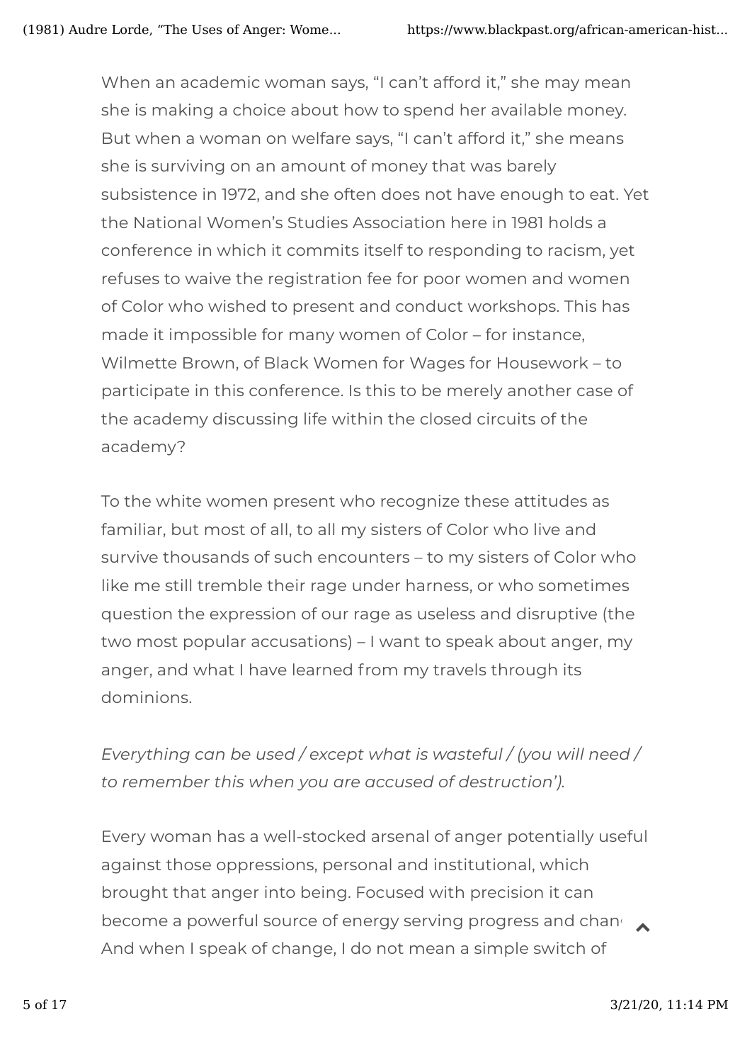When an academic woman says, "I can't afford it," she may mean she is making a choice about how to spend her available money. But when a woman on welfare says, "I can't afford it," she means she is surviving on an amount of money that was barely subsistence in 1972, and she often does not have enough to eat. Yet the National Women's Studies Association here in 1981 holds a conference in which it commits itself to responding to racism, yet refuses to waive the registration fee for poor women and women of Color who wished to present and conduct workshops. This has made it impossible for many women of Color – for instance, Wilmette Brown, of Black Women for Wages for Housework – to participate in this conference. Is this to be merely another case of the academy discussing life within the closed circuits of the academy?

To the white women present who recognize these attitudes as familiar, but most of all, to all my sisters of Color who live and survive thousands of such encounters – to my sisters of Color who like me still tremble their rage under harness, or who sometimes question the expression of our rage as useless and disruptive (the two most popular accusations) – I want to speak about anger, my anger, and what I have learned from my travels through its dominions.

*Everything can be used / except what is wasteful / (you will need / to remember this when you are accused of destruction').*

Every woman has a well-stocked arsenal of anger potentially useful against those oppressions, personal and institutional, which brought that anger into being. Focused with precision it can become a powerful source of energy serving progress and chan
And when I speak of change, I do not mean a simple switch of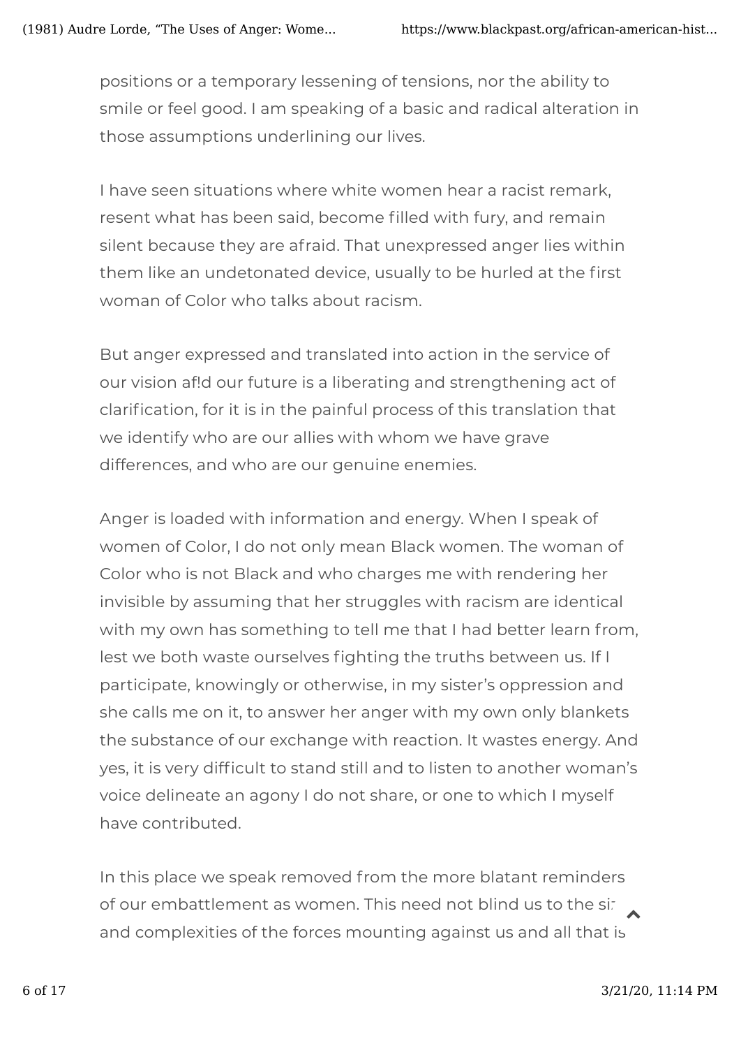positions or a temporary lessening of tensions, nor the ability to smile or feel good. I am speaking of a basic and radical alteration in those assumptions underlining our lives.

I have seen situations where white women hear a racist remark, resent what has been said, become filled with fury, and remain silent because they are afraid. That unexpressed anger lies within them like an undetonated device, usually to be hurled at the first woman of Color who talks about racism.

But anger expressed and translated into action in the service of our vision af!d our future is a liberating and strengthening act of clarification, for it is in the painful process of this translation that we identify who are our allies with whom we have grave differences, and who are our genuine enemies.

Anger is loaded with information and energy. When I speak of women of Color, I do not only mean Black women. The woman of Color who is not Black and who charges me with rendering her invisible by assuming that her struggles with racism are identical with my own has something to tell me that I had better learn from, lest we both waste ourselves fighting the truths between us. If I participate, knowingly or otherwise, in my sister's oppression and she calls me on it, to answer her anger with my own only blankets the substance of our exchange with reaction. It wastes energy. And yes, it is very difficult to stand still and to listen to another woman's voice delineate an agony I do not share, or one to which I myself have contributed.

In this place we speak removed from the more blatant reminders of our embattlement as women. This need not blind us to the si and complexities of the forces mounting against us and all that is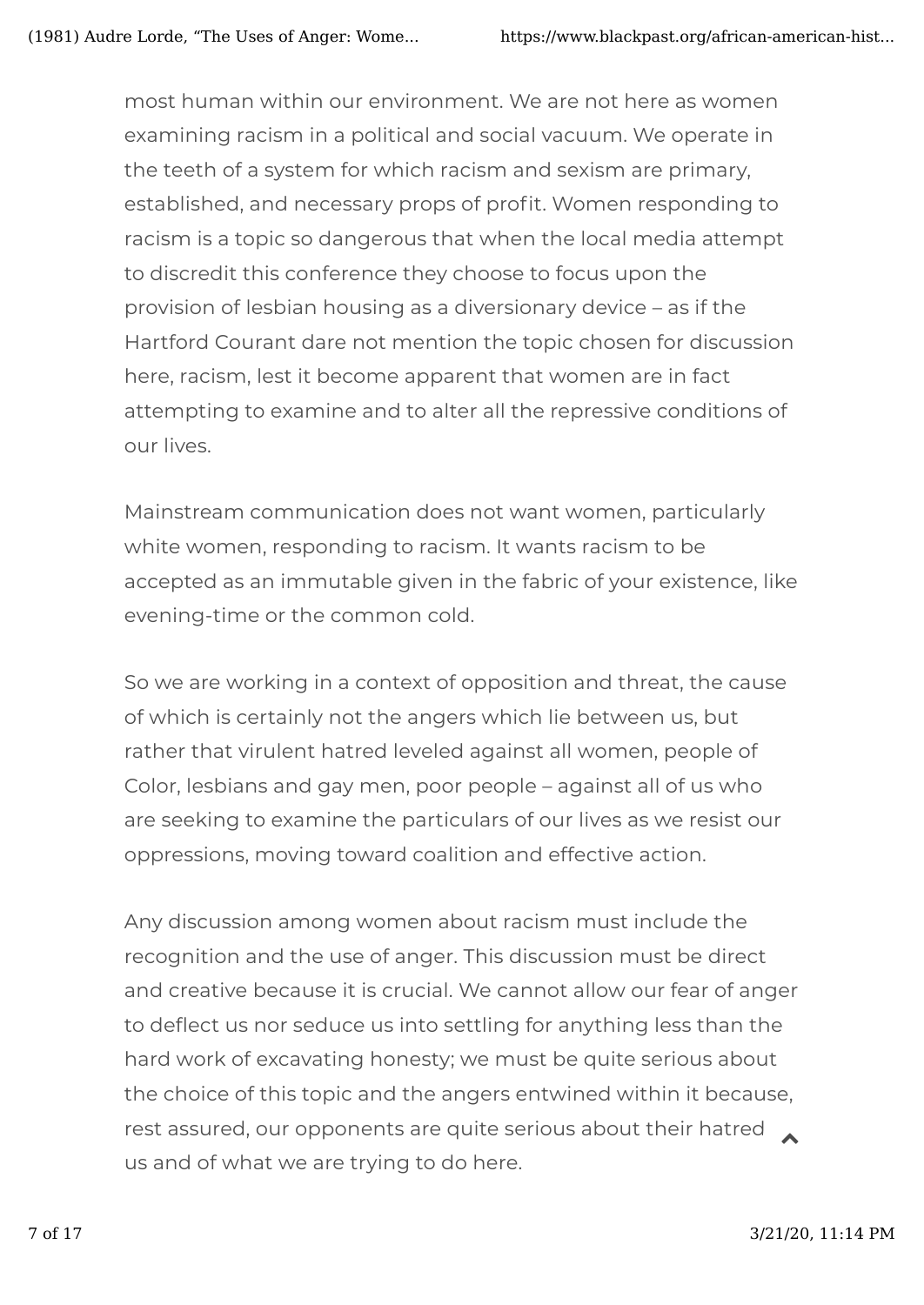most human within our environment. We are not here as women examining racism in a political and social vacuum. We operate in the teeth of a system for which racism and sexism are primary, established, and necessary props of profit. Women responding to racism is a topic so dangerous that when the local media attempt to discredit this conference they choose to focus upon the provision of lesbian housing as a diversionary device – as if the Hartford Courant dare not mention the topic chosen for discussion here, racism, lest it become apparent that women are in fact attempting to examine and to alter all the repressive conditions of our lives.

Mainstream communication does not want women, particularly white women, responding to racism. It wants racism to be accepted as an immutable given in the fabric of your existence, like evening-time or the common cold.

So we are working in a context of opposition and threat, the cause of which is certainly not the angers which lie between us, but rather that virulent hatred leveled against all women, people of Color, lesbians and gay men, poor people – against all of us who are seeking to examine the particulars of our lives as we resist our oppressions, moving toward coalition and effective action.

Any discussion among women about racism must include the recognition and the use of anger. This discussion must be direct and creative because it is crucial. We cannot allow our fear of anger to deflect us nor seduce us into settling for anything less than the hard work of excavating honesty; we must be quite serious about the choice of this topic and the angers entwined within it because, rest assured, our opponents are quite serious about their hatred us and of what we are trying to do here.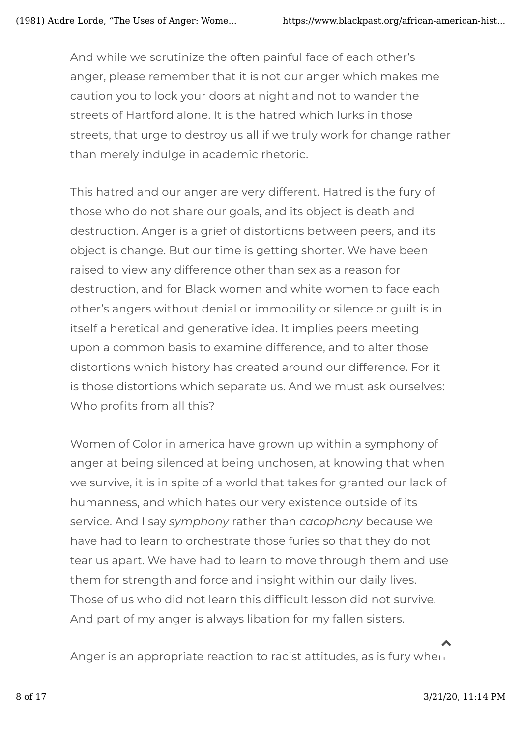And while we scrutinize the often painful face of each other's anger, please remember that it is not our anger which makes me caution you to lock your doors at night and not to wander the streets of Hartford alone. It is the hatred which lurks in those streets, that urge to destroy us all if we truly work for change rather than merely indulge in academic rhetoric.

This hatred and our anger are very different. Hatred is the fury of those who do not share our goals, and its object is death and destruction. Anger is a grief of distortions between peers, and its object is change. But our time is getting shorter. We have been raised to view any difference other than sex as a reason for destruction, and for Black women and white women to face each other's angers without denial or immobility or silence or guilt is in itself a heretical and generative idea. It implies peers meeting upon a common basis to examine difference, and to alter those distortions which history has created around our difference. For it is those distortions which separate us. And we must ask ourselves: Who profits from all this?

Women of Color in america have grown up within a symphony of anger at being silenced at being unchosen, at knowing that when we survive, it is in spite of a world that takes for granted our lack of humanness, and which hates our very existence outside of its service. And I say *symphony* rather than *cacophony* because we have had to learn to orchestrate those furies so that they do not tear us apart. We have had to learn to move through them and use them for strength and force and insight within our daily lives. Those of us who did not learn this difficult lesson did not survive. And part of my anger is always libation for my fallen sisters.

Anger is an appropriate reaction to racist attitudes, as is fury when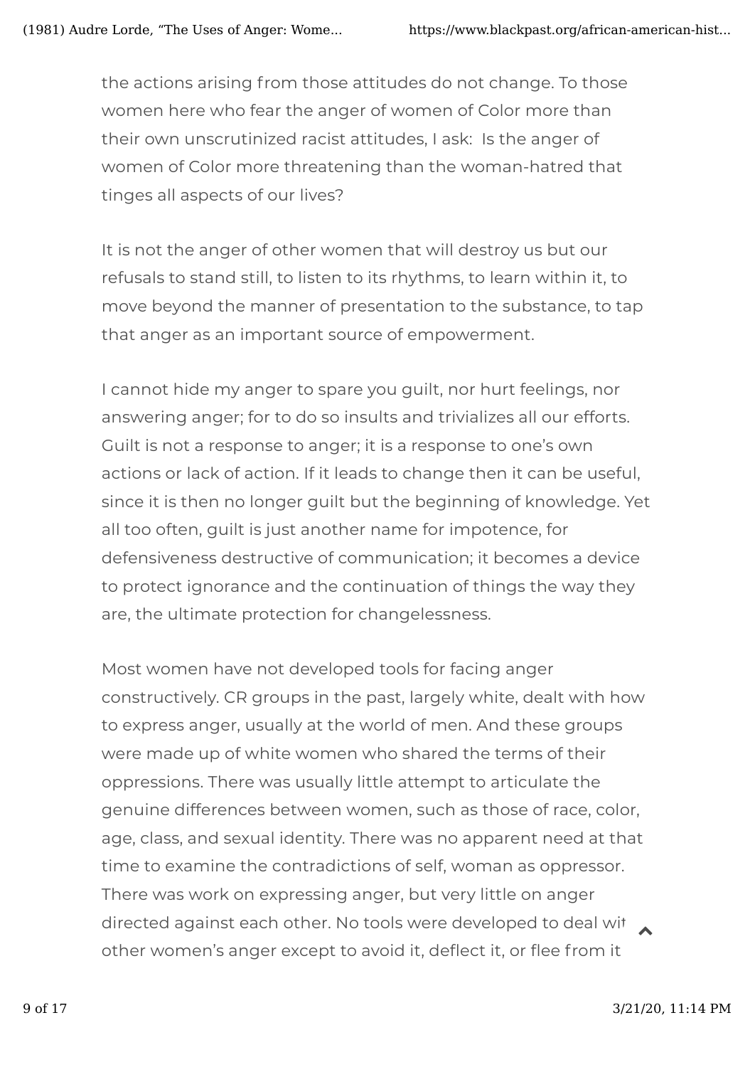the actions arising from those attitudes do not change. To those women here who fear the anger of women of Color more than their own unscrutinized racist attitudes, I ask: Is the anger of women of Color more threatening than the woman-hatred that tinges all aspects of our lives?

It is not the anger of other women that will destroy us but our refusals to stand still, to listen to its rhythms, to learn within it, to move beyond the manner of presentation to the substance, to tap that anger as an important source of empowerment.

I cannot hide my anger to spare you guilt, nor hurt feelings, nor answering anger; for to do so insults and trivializes all our efforts. Guilt is not a response to anger; it is a response to one's own actions or lack of action. If it leads to change then it can be useful, since it is then no longer guilt but the beginning of knowledge. Yet all too often, guilt is just another name for impotence, for defensiveness destructive of communication; it becomes a device to protect ignorance and the continuation of things the way they are, the ultimate protection for changelessness.

Most women have not developed tools for facing anger constructively. CR groups in the past, largely white, dealt with how to express anger, usually at the world of men. And these groups were made up of white women who shared the terms of their oppressions. There was usually little attempt to articulate the genuine differences between women, such as those of race, color, age, class, and sexual identity. There was no apparent need at that time to examine the contradictions of self, woman as oppressor. There was work on expressing anger, but very little on anger directed against each other. No tools were developed to deal with other women's anger except to avoid it, deflect it, or flee from it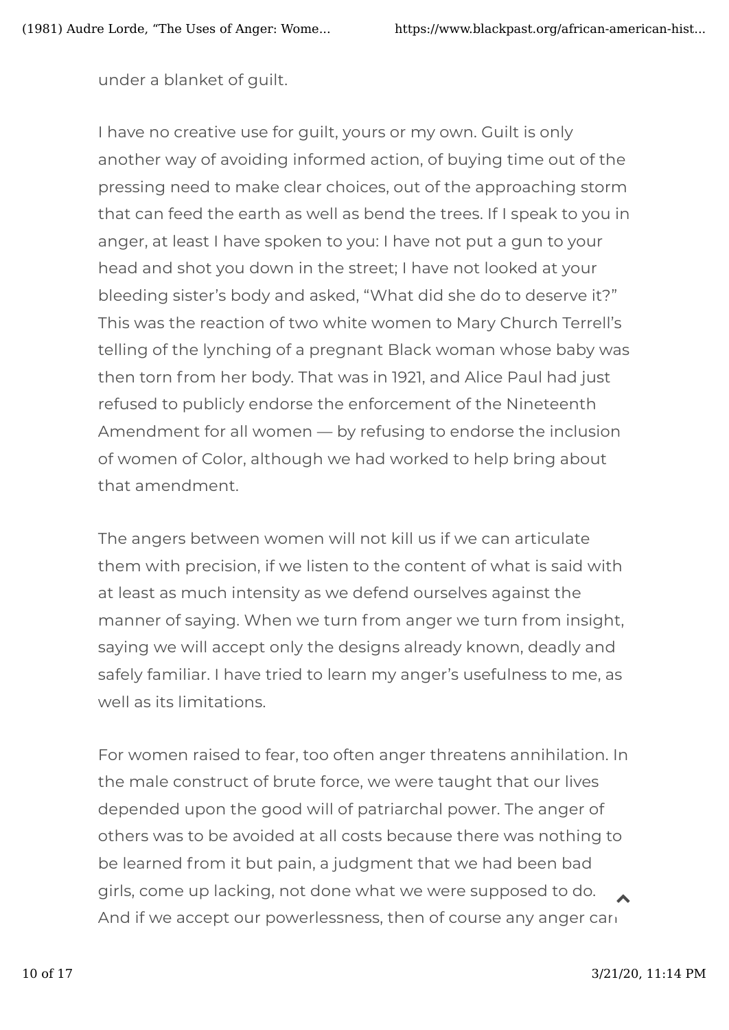under a blanket of guilt.

I have no creative use for guilt, yours or my own. Guilt is only another way of avoiding informed action, of buying time out of the pressing need to make clear choices, out of the approaching storm that can feed the earth as well as bend the trees. If I speak to you in anger, at least I have spoken to you: I have not put a gun to your head and shot you down in the street; I have not looked at your bleeding sister's body and asked, "What did she do to deserve it?" This was the reaction of two white women to Mary Church Terrell's telling of the lynching of a pregnant Black woman whose baby was then torn from her body. That was in 1921, and Alice Paul had just refused to publicly endorse the enforcement of the Nineteenth Amendment for all women — by refusing to endorse the inclusion of women of Color, although we had worked to help bring about that amendment.

The angers between women will not kill us if we can articulate them with precision, if we listen to the content of what is said with at least as much intensity as we defend ourselves against the manner of saying. When we turn from anger we turn from insight, saying we will accept only the designs already known, deadly and safely familiar. I have tried to learn my anger's usefulness to me, as well as its limitations.

For women raised to fear, too often anger threatens annihilation. In the male construct of brute force, we were taught that our lives depended upon the good will of patriarchal power. The anger of others was to be avoided at all costs because there was nothing to be learned from it but pain, a judgment that we had been bad girls, come up lacking, not done what we were supposed to do. And if we accept our powerlessness, then of course any anger can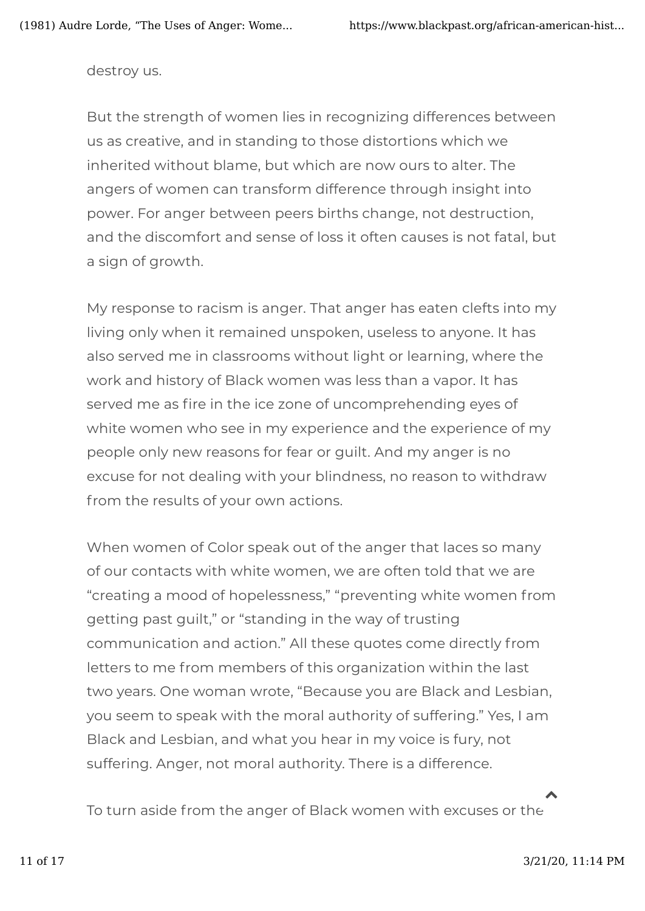destroy us.

But the strength of women lies in recognizing differences between us as creative, and in standing to those distortions which we inherited without blame, but which are now ours to alter. The angers of women can transform difference through insight into power. For anger between peers births change, not destruction, and the discomfort and sense of loss it often causes is not fatal, but a sign of growth.

My response to racism is anger. That anger has eaten clefts into my living only when it remained unspoken, useless to anyone. It has also served me in classrooms without light or learning, where the work and history of Black women was less than a vapor. It has served me as fire in the ice zone of uncomprehending eyes of white women who see in my experience and the experience of my people only new reasons for fear or guilt. And my anger is no excuse for not dealing with your blindness, no reason to withdraw from the results of your own actions.

When women of Color speak out of the anger that laces so many of our contacts with white women, we are often told that we are "creating a mood of hopelessness," "preventing white women from getting past guilt," or "standing in the way of trusting communication and action." All these quotes come directly from letters to me from members of this organization within the last two years. One woman wrote, "Because you are Black and Lesbian, you seem to speak with the moral authority of suffering." Yes, I am Black and Lesbian, and what you hear in my voice is fury, not suffering. Anger, not moral authority. There is a difference.

To turn aside from the anger of Black women with excuses or the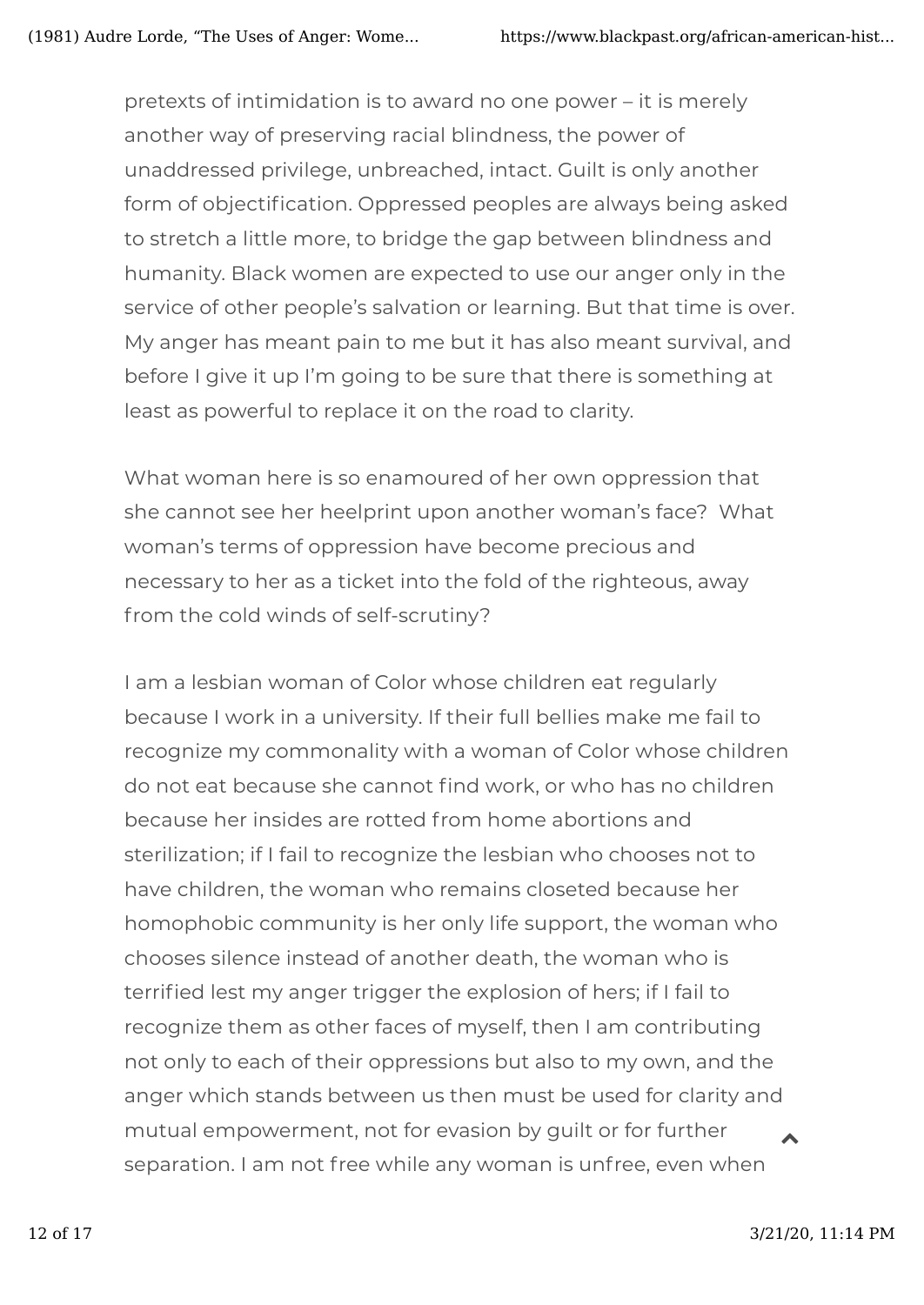pretexts of intimidation is to award no one power – it is merely another way of preserving racial blindness, the power of unaddressed privilege, unbreached, intact. Guilt is only another form of objectification. Oppressed peoples are always being asked to stretch a little more, to bridge the gap between blindness and humanity. Black women are expected to use our anger only in the service of other people's salvation or learning. But that time is over. My anger has meant pain to me but it has also meant survival, and before I give it up I'm going to be sure that there is something at least as powerful to replace it on the road to clarity.

What woman here is so enamoured of her own oppression that she cannot see her heelprint upon another woman's face? What woman's terms of oppression have become precious and necessary to her as a ticket into the fold of the righteous, away from the cold winds of self-scrutiny?

I am a lesbian woman of Color whose children eat regularly because I work in a university. If their full bellies make me fail to recognize my commonality with a woman of Color whose children do not eat because she cannot find work, or who has no children because her insides are rotted from home abortions and sterilization; if I fail to recognize the lesbian who chooses not to have children, the woman who remains closeted because her homophobic community is her only life support, the woman who chooses silence instead of another death, the woman who is terrified lest my anger trigger the explosion of hers; if I fail to recognize them as other faces of myself, then I am contributing not only to each of their oppressions but also to my own, and the anger which stands between us then must be used for clarity and mutual empowerment, not for evasion by guilt or for further separation. I am not free while any woman is unfree, even when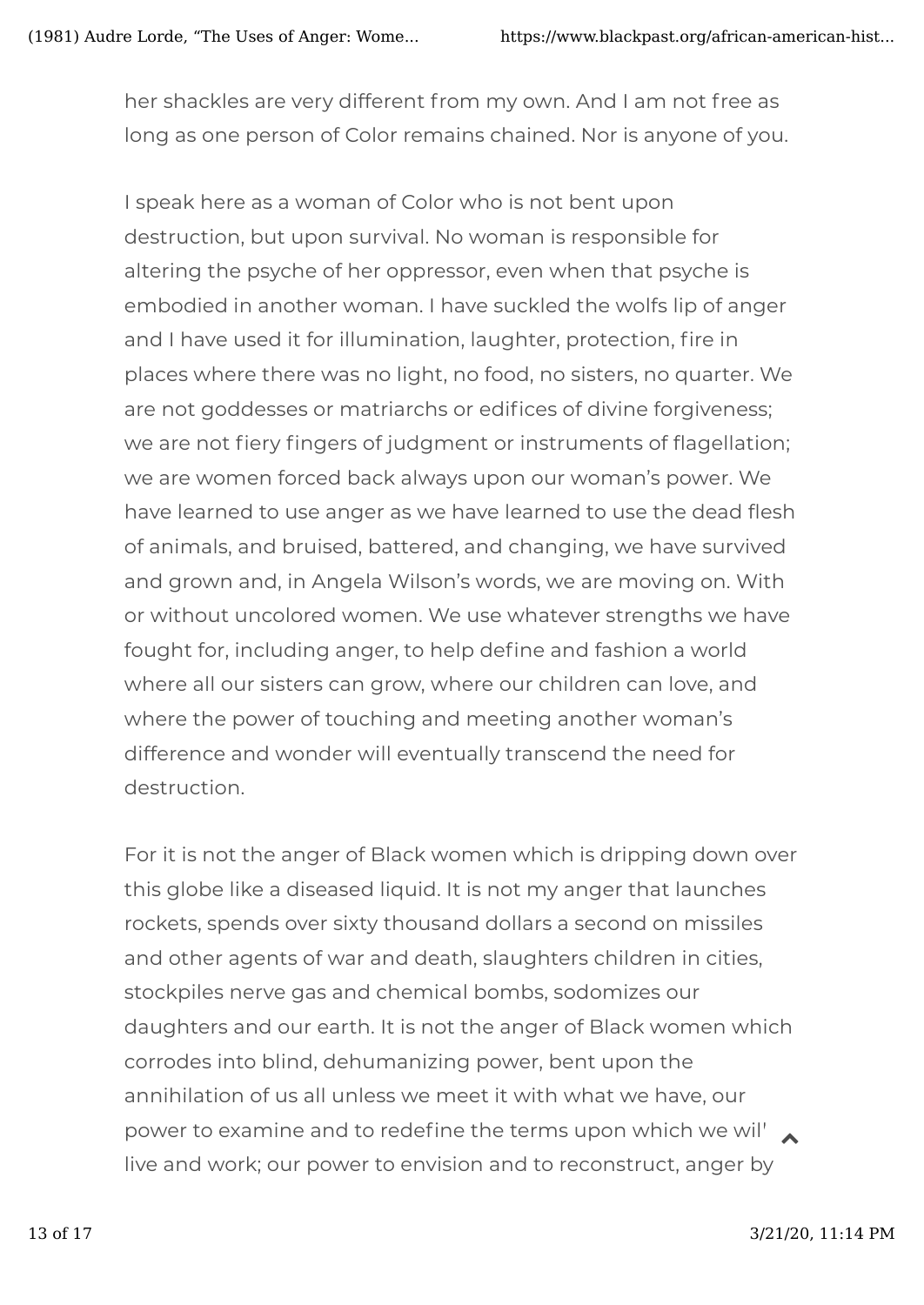her shackles are very different from my own. And I am not free as long as one person of Color remains chained. Nor is anyone of you.

I speak here as a woman of Color who is not bent upon destruction, but upon survival. No woman is responsible for altering the psyche of her oppressor, even when that psyche is embodied in another woman. I have suckled the wolfs lip of anger and I have used it for illumination, laughter, protection, fire in places where there was no light, no food, no sisters, no quarter. We are not goddesses or matriarchs or edifices of divine forgiveness; we are not fiery fingers of judgment or instruments of flagellation; we are women forced back always upon our woman's power. We have learned to use anger as we have learned to use the dead flesh of animals, and bruised, battered, and changing, we have survived and grown and, in Angela Wilson's words, we are moving on. With or without uncolored women. We use whatever strengths we have fought for, including anger, to help define and fashion a world where all our sisters can grow, where our children can love, and where the power of touching and meeting another woman's difference and wonder will eventually transcend the need for destruction.

For it is not the anger of Black women which is dripping down over this globe like a diseased liquid. It is not my anger that launches rockets, spends over sixty thousand dollars a second on missiles and other agents of war and death, slaughters children in cities, stockpiles nerve gas and chemical bombs, sodomizes our daughters and our earth. It is not the anger of Black women which corrodes into blind, dehumanizing power, bent upon the annihilation of us all unless we meet it with what we have, our power to examine and to redefine the terms upon which we wil' live and work; our power to envision and to reconstruct, anger by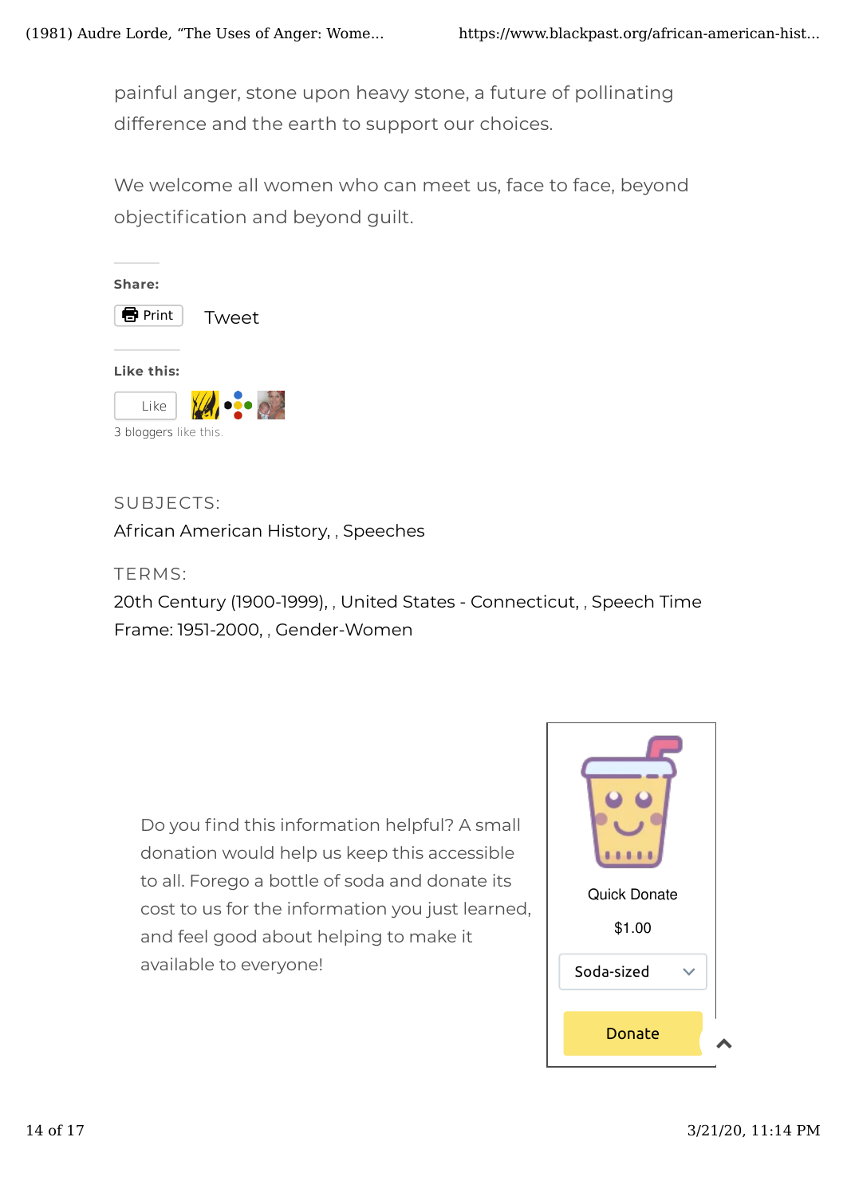painful anger, stone upon heavy stone, a future of pollinating difference and the earth to support our choices.

We welcome all women who can meet us, face to face, beyond objectification and beyond guilt.

**Share:**

Print Tweet

**Like this:**

Like

3 bloggers like this.

SUBJECTS:

African American History, , Speeches

TERMS:

20th Century (1900-1999), , United States - Connecticut, , Speech Time Frame: 1951-2000, , Gender-Women

Do you find this information helpful? A small donation would help us keep this accessible to all. Forego a bottle of soda and donate its cost to us for the information you just learned, and feel good about helping to make it available to everyone!

Quick Donate

$1.00

Soda-sized

Donate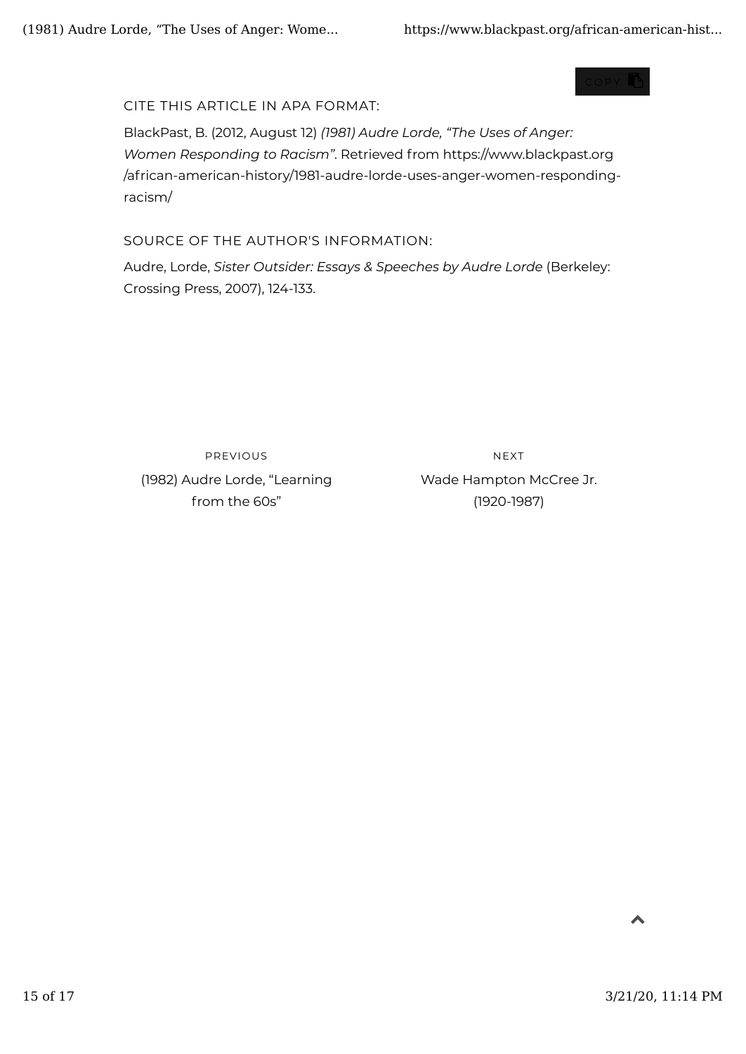COPY

CITE THIS ARTICLE IN APA FORMAT:

BlackPast, B. (2012, August 12) *(1981) Audre Lorde, "The Uses of Anger: Women Responding to Racism"*. Retrieved from https://www.blackpast.org/african-american-history/1981-audre-lorde-uses-anger-women-responding-racism/

SOURCE OF THE AUTHOR'S INFORMATION:

Audre, Lorde, *Sister Outsider: Essays & Speeches by Audre Lorde* (Berkeley: Crossing Press, 2007), 124-133.

PREVIOUS

(1982) Audre Lorde, "Learning from the 60s"

NEXT

Wade Hampton McCree Jr. (1920-1987)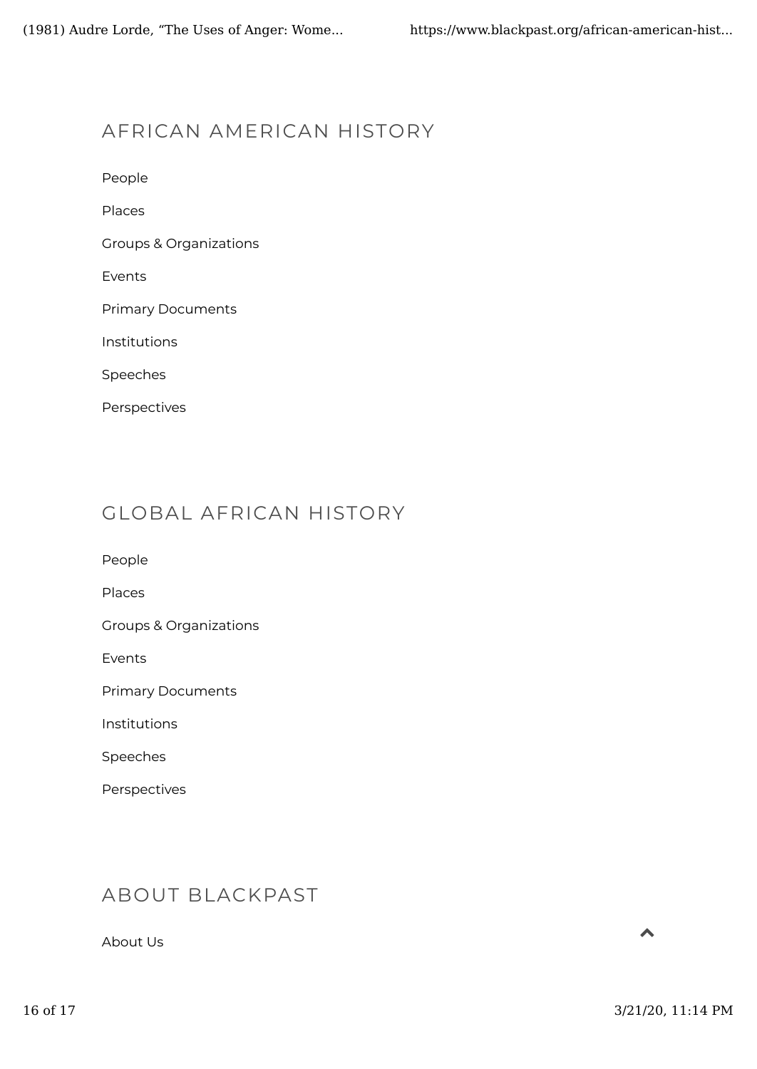## AFRICAN AMERICAN HISTORY

People

Places

Groups & Organizations

Events

Primary Documents

Institutions

Speeches

Perspectives

## GLOBAL AFRICAN HISTORY

People

Places

Groups & Organizations

Events

Primary Documents

Institutions

Speeches

Perspectives

## ABOUT BLACKPAST

About Us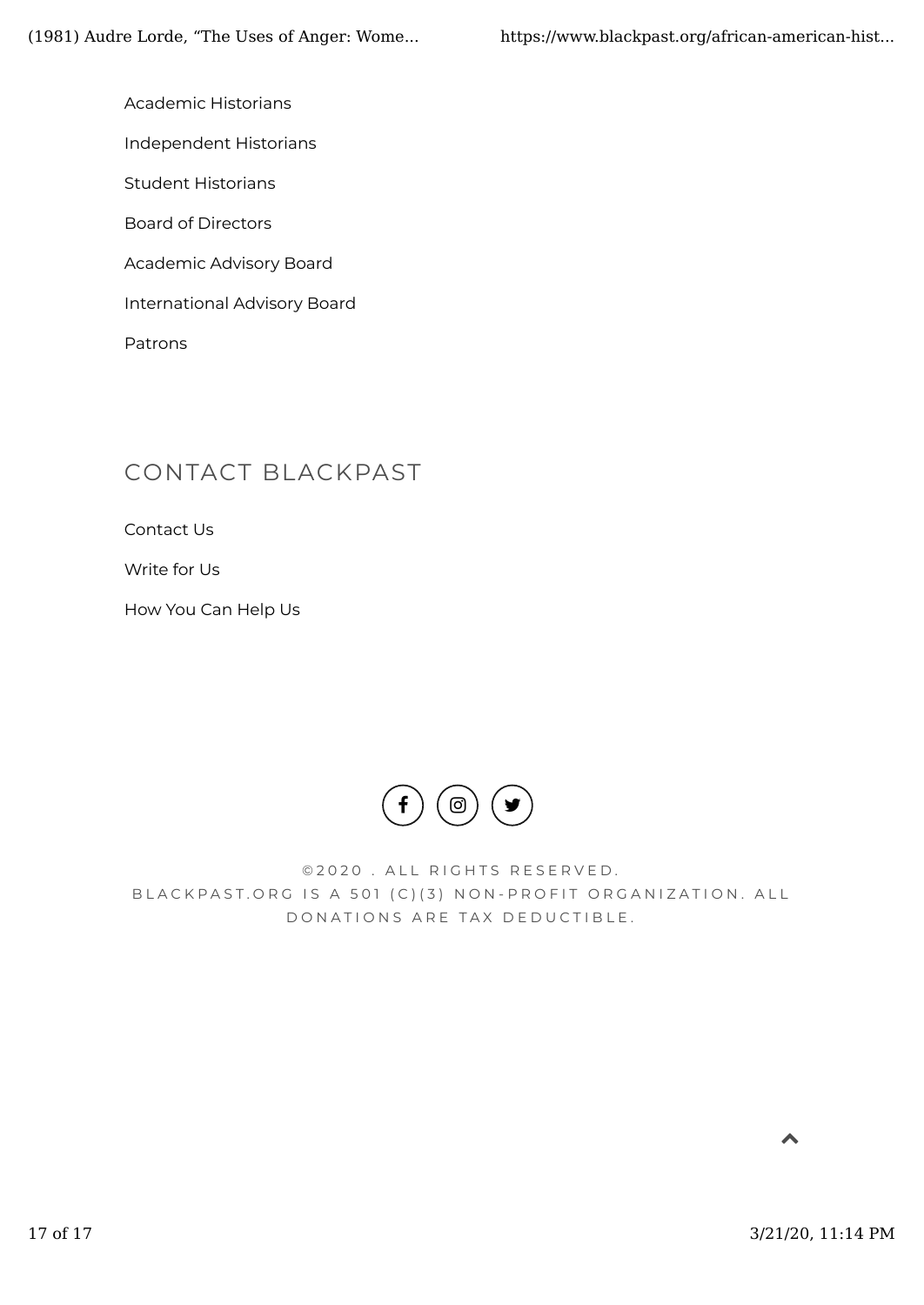Academic Historians

Independent Historians

Student Historians

Board of Directors

Academic Advisory Board

International Advisory Board

Patrons

## CONTACT BLACKPAST

Contact Us

Write for Us

How You Can Help Us

©2020 . ALL RIGHTS RESERVED.
BLACKPAST.ORG IS A 501 (C)(3) NON-PROFIT ORGANIZATION. ALL DONATIONS ARE TAX DEDUCTIBLE.